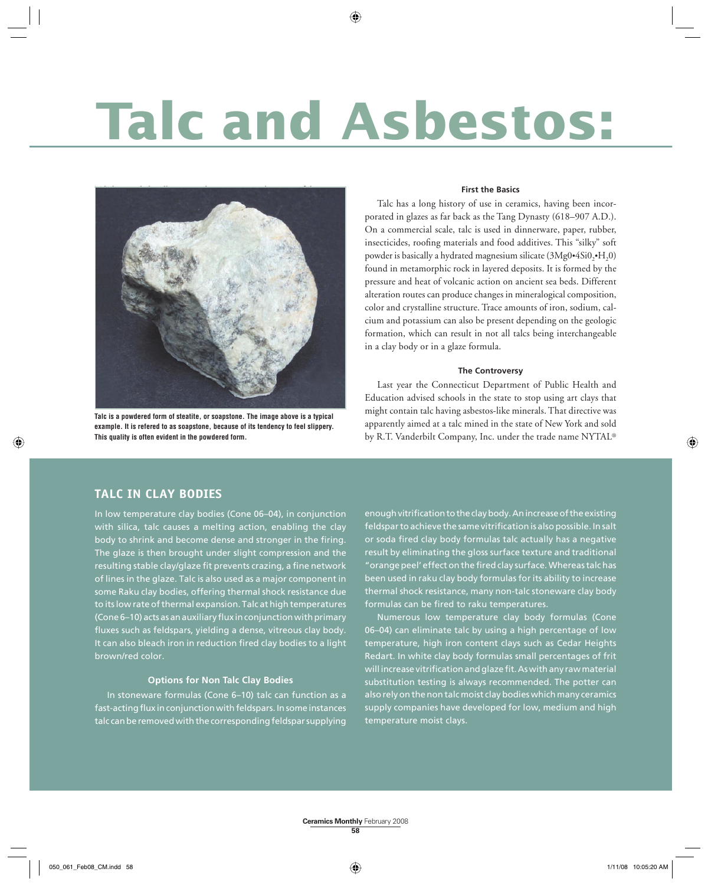# Talc and Asbestos:

Talc is a powdered form of steatite, or soapstone. The image above is a typical example. It is refered to as soapstone, because of its tendency to feel slippery. This quality is often evident in the powdered form.

### First the Basics

Talc has a long history of use in ceramics, having been incorporated in glazes as far back as the Tang Dynasty (618–907 A.D.). On a commercial scale, talc is used in dinnerware, paper, rubber, insecticides, roofing materials and food additives. This "silky" soft powder is basically a hydrated magnesium silicate ($3MgO \cdot 4SiO_2 \cdot H_2O$) found in metamorphic rock in layered deposits. It is formed by the pressure and heat of volcanic action on ancient sea beds. Different alteration routes can produce changes in mineralogical composition, color and crystalline structure. Trace amounts of iron, sodium, calcium and potassium can also be present depending on the geologic formation, which can result in not all talcs being interchangeable in a clay body or in a glaze formula.

### The Controversy

Last year the Connecticut Department of Public Health and Education advised schools in the state to stop using art clays that might contain talc having asbestos-like minerals. That directive was apparently aimed at a talc mined in the state of New York and sold by R.T. Vanderbilt Company, Inc. under the trade name NYTAL®

## TALC IN CLAY BODIES

In low temperature clay bodies (Cone 06–04), in conjunction with silica, talc causes a melting action, enabling the clay body to shrink and become dense and stronger in the firing. The glaze is then brought under slight compression and the resulting stable clay/glaze fit prevents crazing, a fine network of lines in the glaze. Talc is also used as a major component in some Raku clay bodies, offering thermal shock resistance due to its low rate of thermal expansion. Talc at high temperatures (Cone 6–10) acts as an auxiliary flux in conjunction with primary fluxes such as feldspars, yielding a dense, vitreous clay body. It can also bleach iron in reduction fired clay bodies to a light brown/red color.

### Options for Non Talc Clay Bodies

In stoneware formulas (Cone 6–10) talc can function as a fast-acting flux in conjunction with feldspars. In some instances talc can be removed with the corresponding feldspar supplying enough vitrification to the clay body. An increase of the existing feldspar to achieve the same vitrification is also possible. In salt or soda fired clay body formulas talc actually has a negative result by eliminating the gloss surface texture and traditional "orange peel' effect on the fired clay surface. Whereas talc has been used in raku clay body formulas for its ability to increase thermal shock resistance, many non-talc stoneware clay body formulas can be fired to raku temperatures.

Numerous low temperature clay body formulas (Cone 06–04) can eliminate talc by using a high percentage of low temperature, high iron content clays such as Cedar Heights Redart. In white clay body formulas small percentages of frit will increase vitrification and glaze fit. As with any raw material substitution testing is always recommended. The potter can also rely on the non talc moist clay bodies which many ceramics supply companies have developed for low, medium and high temperature moist clays.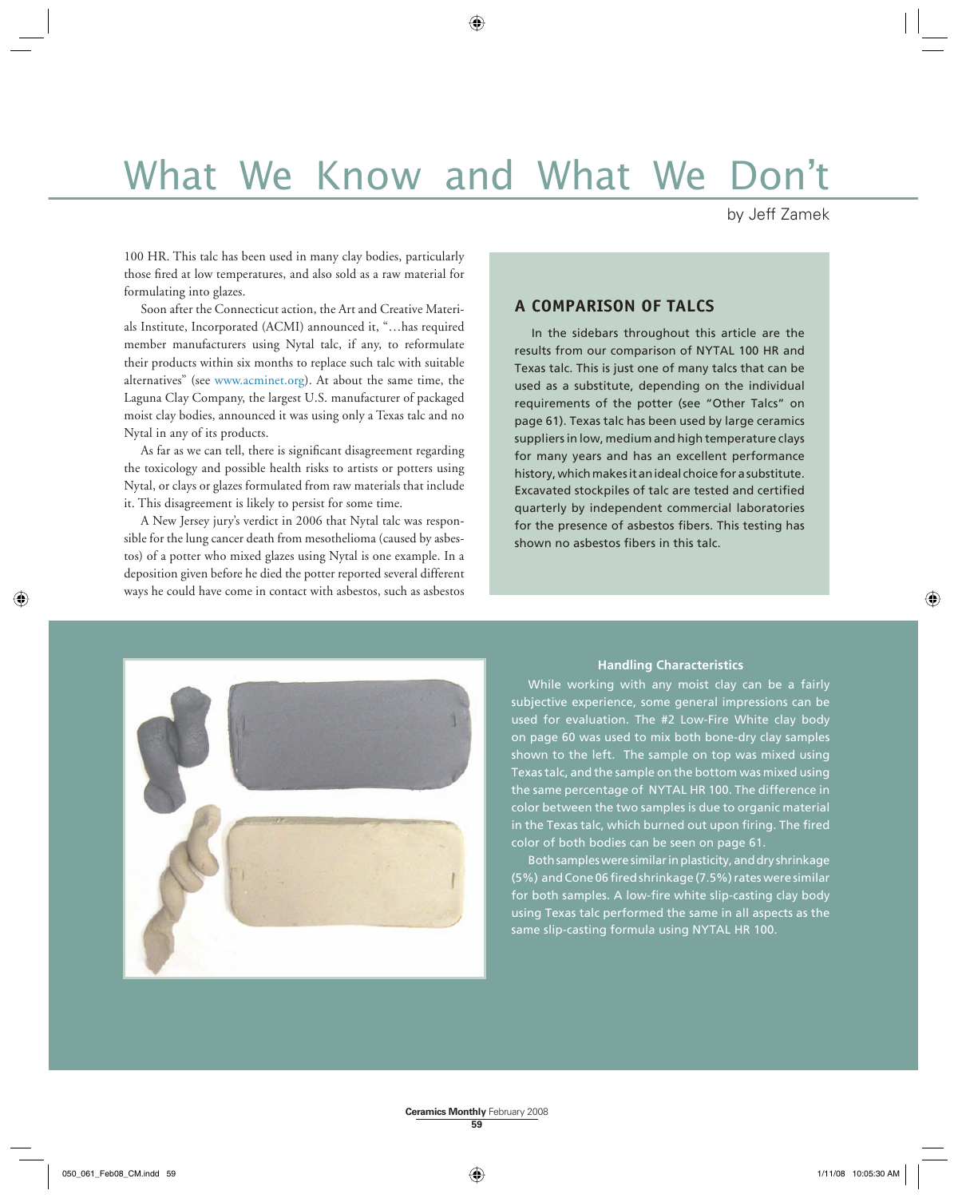# What We Know and What We Don't

by Jeff Zamek

100 HR. This talc has been used in many clay bodies, particularly those fired at low temperatures, and also sold as a raw material for formulating into glazes.

Soon after the Connecticut action, the Art and Creative Materials Institute, Incorporated (ACMI) announced it, "…has required member manufacturers using Nytal talc, if any, to reformulate their products within six months to replace such talc with suitable alternatives" (see www.acminet.org). At about the same time, the Laguna Clay Company, the largest U.S. manufacturer of packaged moist clay bodies, announced it was using only a Texas talc and no Nytal in any of its products.

As far as we can tell, there is significant disagreement regarding the toxicology and possible health risks to artists or potters using Nytal, or clays or glazes formulated from raw materials that include it. This disagreement is likely to persist for some time.

A New Jersey jury's verdict in 2006 that Nytal talc was responsible for the lung cancer death from mesothelioma (caused by asbestos) of a potter who mixed glazes using Nytal is one example. In a deposition given before he died the potter reported several different ways he could have come in contact with asbestos, such as asbestos

## A COMPARISON OF TALCS

In the sidebars throughout this article are the results from our comparison of NYTAL 100 HR and Texas talc. This is just one of many talcs that can be used as a substitute, depending on the individual requirements of the potter (see "Other Talcs" on page 61). Texas talc has been used by large ceramics suppliers in low, medium and high temperature clays for many years and has an excellent performance history, which makes it an ideal choice for a substitute. Excavated stockpiles of talc are tested and certified quarterly by independent commercial laboratories for the presence of asbestos fibers. This testing has shown no asbestos fibers in this talc.

### Handling Characteristics

While working with any moist clay can be a fairly subjective experience, some general impressions can be used for evaluation. The #2 Low-Fire White clay body on page 60 was used to mix both bone-dry clay samples shown to the left. The sample on top was mixed using Texas talc, and the sample on the bottom was mixed using the same percentage of NYTAL HR 100. The difference in color between the two samples is due to organic material in the Texas talc, which burned out upon firing. The fired color of both bodies can be seen on page 61.

Both samples were similar in plasticity, and dry shrinkage (5%) and Cone 06 fired shrinkage (7.5%) rates were similar for both samples. A low-fire white slip-casting clay body using Texas talc performed the same in all aspects as the same slip-casting formula using NYTAL HR 100.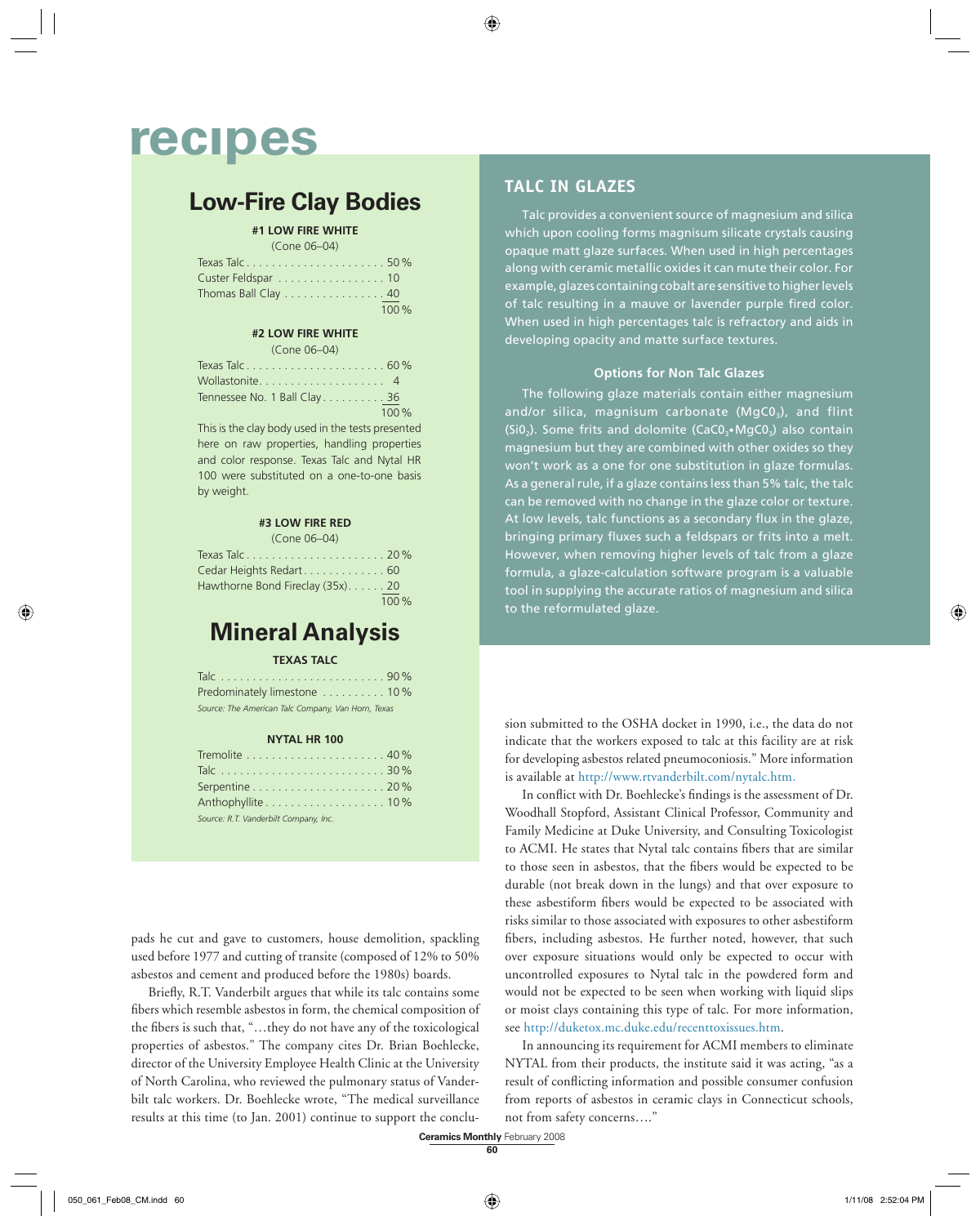# recipes

## Low-Fire Clay Bodies

### #1 LOW FIRE WHITE

(Cone 06–04)

| Ingredient | Amount |
|---|---|
| Texas Talc | 50 % |
| Custer Feldspar | 10 |
| Thomas Ball Clay | 40 |
| | 100 % |

### #2 LOW FIRE WHITE

(Cone 06–04)

| Ingredient | Amount |
|---|---|
| Texas Talc | 60 % |
| Wollastonite | 4 |
| Tennessee No. 1 Ball Clay | 36 |
| | 100 % |

This is the clay body used in the tests presented here on raw properties, handling properties and color response. Texas Talc and Nytal HR 100 were substituted on a one-to-one basis by weight.

### #3 LOW FIRE RED

(Cone 06–04)

| Ingredient | Amount |
|---|---|
| Texas Talc | 20 % |
| Cedar Heights Redart | 60 |
| Hawthorne Bond Fireclay (35x) | 20 |
| | 100 % |

## Mineral Analysis

### TEXAS TALC

| Mineral | Amount |
|---|---|
| Talc | 90 % |
| Predominately limestone | 10 % |

*Source: The American Talc Company, Van Horn, Texas*

### NYTAL HR 100

| Mineral | Amount |
|---|---|
| Tremolite | 40 % |
| Talc | 30 % |
| Serpentine | 20 % |
| Anthophyllite | 10 % |

*Source: R.T. Vanderbilt Company, Inc.*

## TALC IN GLAZES

Talc provides a convenient source of magnesium and silica which upon cooling forms magnesium silicate crystals causing opaque matt glaze surfaces. When used in high percentages along with ceramic metallic oxides it can mute their color. For example, glazes containing cobalt are sensitive to higher levels of talc resulting in a mauve or lavender purple fired color. When used in high percentages talc is refractory and aids in developing opacity and matte surface textures.

### Options for Non Talc Glazes

The following glaze materials contain either magnesium and/or silica, magnsium carbonate ($MgC0_3$), and flint ($Si0_2$). Some frits and dolomite ($CaC0_3 \cdot MgC0_3$) also contain magnesium but they are combined with other oxides so they won't work as a one for one substitution in glaze formulas. As a general rule, if a glaze contains less than 5% talc, the talc can be removed with no change in the glaze color or texture. At low levels, talc functions as a secondary flux in the glaze, bringing primary fluxes such a feldspars or frits into a melt. However, when removing higher levels of talc from a glaze formula, a glaze-calculation software program is a valuable tool in supplying the accurate ratios of magnesium and silica to the reformulated glaze.

pads he cut and gave to customers, house demolition, spackling used before 1977 and cutting of transite (composed of 12% to 50% asbestos and cement and produced before the 1980s) boards.

Briefly, R.T. Vanderbilt argues that while its talc contains some fibers which resemble asbestos in form, the chemical composition of the fibers is such that, "…they do not have any of the toxicological properties of asbestos." The company cites Dr. Brian Boehlecke, director of the University Employee Health Clinic at the University of North Carolina, who reviewed the pulmonary status of Vanderbilt talc workers. Dr. Boehlecke wrote, "The medical surveillance results at this time (to Jan. 2001) continue to support the conclusion submitted to the OSHA docket in 1990, i.e., the data do not indicate that the workers exposed to talc at this facility are at risk for developing asbestos related pneumoconiosis." More information is available at http://www.rtvanderbilt.com/nytalc.htm.

In conflict with Dr. Boehlecke's findings is the assessment of Dr. Woodhall Stopford, Assistant Clinical Professor, Community and Family Medicine at Duke University, and Consulting Toxicologist to ACMI. He states that Nytal talc contains fibers that are similar to those seen in asbestos, that the fibers would be expected to be durable (not break down in the lungs) and that over exposure to these asbestiform fibers would be expected to be associated with risks similar to those associated with exposures to other asbestiform fibers, including asbestos. He further noted, however, that such over exposure situations would only be expected to occur with uncontrolled exposures to Nytal talc in the powdered form and would not be expected to be seen when working with liquid slips or moist clays containing this type of talc. For more information, see http://duketox.mc.duke.edu/recenttoxissues.htm.

In announcing its requirement for ACMI members to eliminate NYTAL from their products, the institute said it was acting, "as a result of conflicting information and possible consumer confusion from reports of asbestos in ceramic clays in Connecticut schools, not from safety concerns…."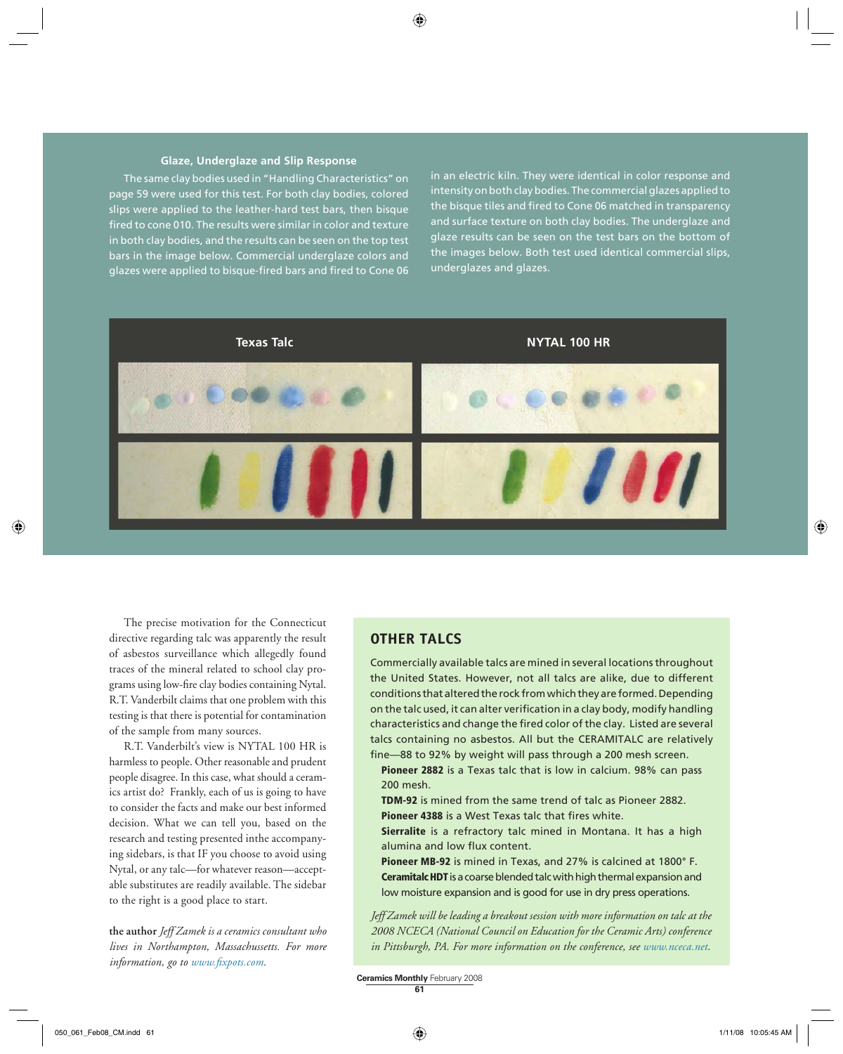### Glaze, Underglaze and Slip Response

The same clay bodies used in "Handling Characteristics" on page 59 were used for this test. For both clay bodies, colored slips were applied to the leather-hard test bars, then bisque fired to cone 010. The results were similar in color and texture in both clay bodies, and the results can be seen on the top test bars in the image below. Commercial underglaze colors and glazes were applied to bisque-fired bars and fired to Cone 06 in an electric kiln. They were identical in color response and intensity on both clay bodies. The commercial glazes applied to the bisque tiles and fired to Cone 06 matched in transparency and surface texture on both clay bodies. The underglaze and glaze results can be seen on the test bars on the bottom of the images below. Both test used identical commercial slips, underglazes and glazes.

Texas Talc

NYTAL 100 HR

The precise motivation for the Connecticut directive regarding talc was apparently the result of asbestos surveillance which allegedly found traces of the mineral related to school clay programs using low-fire clay bodies containing Nytal. R.T. Vanderbilt claims that one problem with this testing is that there is potential for contamination of the sample from many sources.

R.T. Vanderbilt's view is NYTAL 100 HR is harmless to people. Other reasonable and prudent people disagree. In this case, what should a ceramics artist do? Frankly, each of us is going to have to consider the facts and make our best informed decision. What we can tell you, based on the research and testing presented inthe accompanying sidebars, is that IF you choose to avoid using Nytal, or any talc—for whatever reason—acceptable substitutes are readily available. The sidebar to the right is a good place to start.

**the author** *Jeff Zamek is a ceramics consultant who lives in Northampton, Massachussetts. For more information, go to www.fixpots.com.*

## OTHER TALCS

Commercially available talcs are mined in several locations throughout the United States. However, not all talcs are alike, due to different conditions that altered the rock from which they are formed. Depending on the talc used, it can alter verification in a clay body, modify handling characteristics and change the fired color of the clay. Listed are several talcs containing no asbestos. All but the CERAMITALC are relatively fine—88 to 92% by weight will pass through a 200 mesh screen.

**Pioneer 2882** is a Texas talc that is low in calcium. 98% can pass 200 mesh.

**TDM-92** is mined from the same trend of talc as Pioneer 2882.

**Pioneer 4388** is a West Texas talc that fires white.

**Sierralite** is a refractory talc mined in Montana. It has a high alumina and low flux content.

**Pioneer MB-92** is mined in Texas, and 27% is calcined at 1800° F.

**Ceramitalc HDT** is a coarse blended talc with high thermal expansion and low moisture expansion and is good for use in dry press operations.

*Jeff Zamek will be leading a breakout session with more information on talc at the 2008 NCECA (National Council on Education for the Ceramic Arts) conference in Pittsburgh, PA. For more information on the conference, see www.nceca.net.*